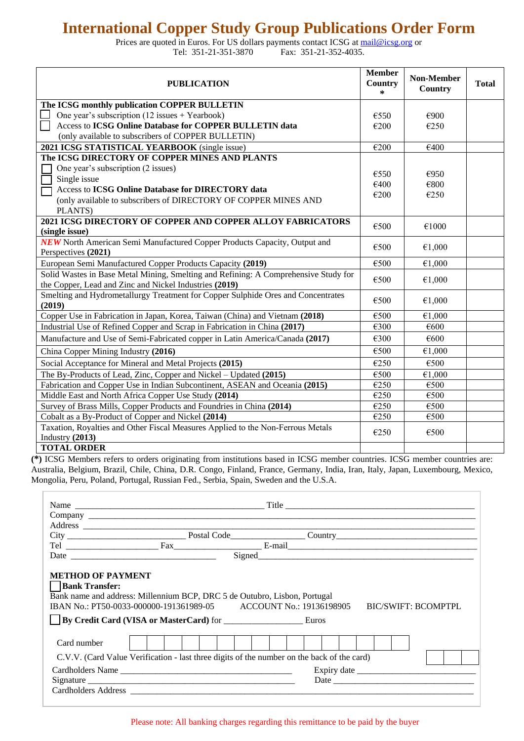# International Copper Study Group Publications Order Form

Prices are quoted in Euros. For US dollars payments contact ICSG at mail@icsg.org or
Tel: 351-21-351-3870 Fax: 351-21-352-4035.

| PUBLICATION | Member Country * | Non-Member Country | Total |
|---|---|---|---|
| **The ICSG monthly publication COPPER BULLETIN**<br>☐ One year's subscription (12 issues + Yearbook)<br>☐ Access to **ICSG Online Database for COPPER BULLETIN data** (only available to subscribers of COPPER BULLETIN) | €550<br>€200 | €900<br>€250 | |
| **2021 ICSG STATISTICAL YEARBOOK** (single issue) | €200 | €400 | |
| **The ICSG DIRECTORY OF COPPER MINES AND PLANTS**<br>☐ One year's subscription (2 issues)<br>☐ Single issue<br>☐ Access to **ICSG Online Database for DIRECTORY data** (only available to subscribers of DIRECTORY OF COPPER MINES AND PLANTS) | €550<br>€400<br>€200 | €950<br>€800<br>€250 | |
| **2021 ICSG DIRECTORY OF COPPER AND COPPER ALLOY FABRICATORS (single issue)** | €500 | €1000 | |
| ***NEW*** North American Semi Manufactured Copper Products Capacity, Output and Perspectives **(2021)** | €500 | €1,000 | |
| European Semi Manufactured Copper Products Capacity **(2019)** | €500 | €1,000 | |
| Solid Wastes in Base Metal Mining, Smelting and Refining: A Comprehensive Study for the Copper, Lead and Zinc and Nickel Industries **(2019)** | €500 | €1,000 | |
| Smelting and Hydrometallurgy Treatment for Copper Sulphide Ores and Concentrates **(2019)** | €500 | €1,000 | |
| Copper Use in Fabrication in Japan, Korea, Taiwan (China) and Vietnam **(2018)** | €500 | €1,000 | |
| Industrial Use of Refined Copper and Scrap in Fabrication in China **(2017)** | €300 | €600 | |
| Manufacture and Use of Semi-Fabricated copper in Latin America/Canada **(2017)** | €300 | €600 | |
| China Copper Mining Industry **(2016)** | €500 | €1,000 | |
| Social Acceptance for Mineral and Metal Projects **(2015)** | €250 | €500 | |
| The By-Products of Lead, Zinc, Copper and Nickel – Updated **(2015)** | €500 | €1,000 | |
| Fabrication and Copper Use in Indian Subcontinent, ASEAN and Oceania **(2015)** | €250 | €500 | |
| Middle East and North Africa Copper Use Study **(2014)** | €250 | €500 | |
| Survey of Brass Mills, Copper Products and Foundries in China **(2014)** | €250 | €500 | |
| Cobalt as a By-Product of Copper and Nickel **(2014)** | €250 | €500 | |
| Taxation, Royalties and Other Fiscal Measures Applied to the Non-Ferrous Metals Industry **(2013)** | €250 | €500 | |
| **TOTAL ORDER** | | | |

**(\*)** ICSG Members refers to orders originating from institutions based in ICSG member countries. ICSG member countries are: Australia, Belgium, Brazil, Chile, China, D.R. Congo, Finland, France, Germany, India, Iran, Italy, Japan, Luxembourg, Mexico, Mongolia, Peru, Poland, Portugal, Russian Fed., Serbia, Spain, Sweden and the U.S.A.

Name ______________________ Title ______________________
Company ______________________
Address ______________________
City ______________ Postal Code ______________ Country ______________
Tel ______________ Fax ______________ E-mail ______________
Date ______________ Signed ______________

**METHOD OF PAYMENT**

☐ **Bank Transfer:**
Bank name and address: Millennium BCP, DRC 5 de Outubro, Lisbon, Portugal
IBAN No.: PT50-0033-000000-191361989-05 ACCOUNT No.: 19136198905 BIC/SWIFT: BCOMPTPL

☐ **By Credit Card (VISA or MasterCard)** for ______________ Euros

Card number ☐☐☐☐☐☐☐☐☐☐☐☐☐☐☐☐

C.V.V. (Card Value Verification - last three digits of the number on the back of the card) ☐☐☐

Cardholders Name ______________________ Expiry date ______________
Signature ______________________ Date ______________
Cardholders Address ______________________

Please note: All banking charges regarding this remittance to be paid by the buyer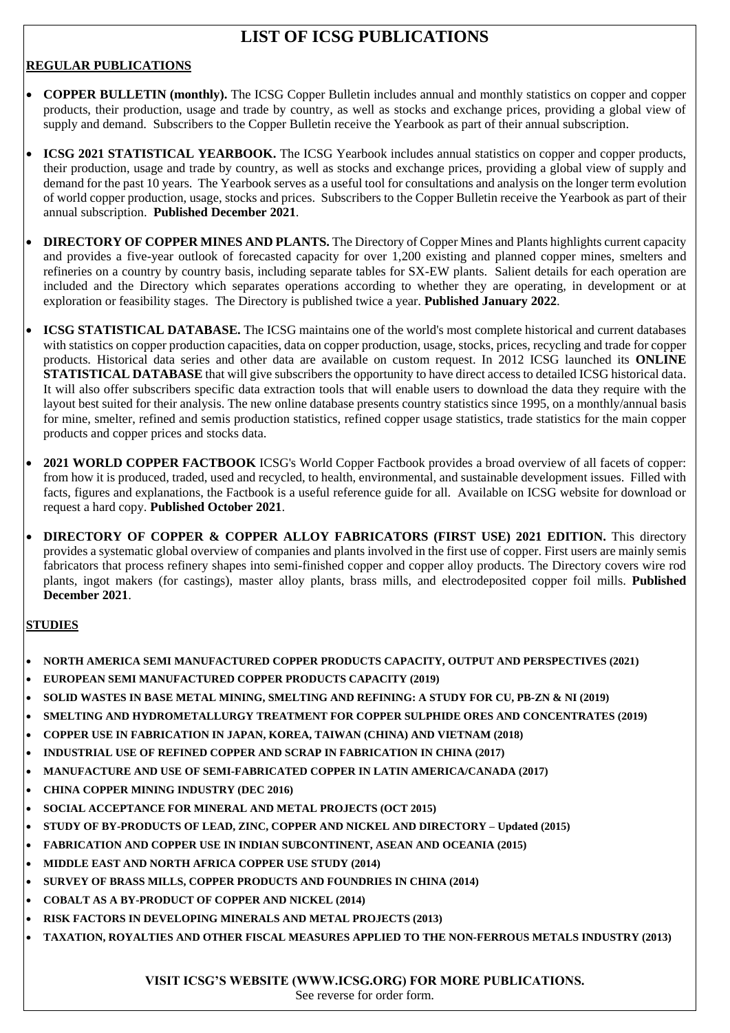# LIST OF ICSG PUBLICATIONS

## REGULAR PUBLICATIONS

- **COPPER BULLETIN (monthly).** The ICSG Copper Bulletin includes annual and monthly statistics on copper and copper products, their production, usage and trade by country, as well as stocks and exchange prices, providing a global view of supply and demand. Subscribers to the Copper Bulletin receive the Yearbook as part of their annual subscription.

- **ICSG 2021 STATISTICAL YEARBOOK.** The ICSG Yearbook includes annual statistics on copper and copper products, their production, usage and trade by country, as well as stocks and exchange prices, providing a global view of supply and demand for the past 10 years. The Yearbook serves as a useful tool for consultations and analysis on the longer term evolution of world copper production, usage, stocks and prices. Subscribers to the Copper Bulletin receive the Yearbook as part of their annual subscription. **Published December 2021**.

- **DIRECTORY OF COPPER MINES AND PLANTS.** The Directory of Copper Mines and Plants highlights current capacity and provides a five-year outlook of forecasted capacity for over 1,200 existing and planned copper mines, smelters and refineries on a country by country basis, including separate tables for SX-EW plants. Salient details for each operation are included and the Directory which separates operations according to whether they are operating, in development or at exploration or feasibility stages. The Directory is published twice a year. **Published January 2022**.

- **ICSG STATISTICAL DATABASE.** The ICSG maintains one of the world's most complete historical and current databases with statistics on copper production capacities, data on copper production, usage, stocks, prices, recycling and trade for copper products. Historical data series and other data are available on custom request. In 2012 ICSG launched its **ONLINE STATISTICAL DATABASE** that will give subscribers the opportunity to have direct access to detailed ICSG historical data. It will also offer subscribers specific data extraction tools that will enable users to download the data they require with the layout best suited for their analysis. The new online database presents country statistics since 1995, on a monthly/annual basis for mine, smelter, refined and semis production statistics, refined copper usage statistics, trade statistics for the main copper products and copper prices and stocks data.

- **2021 WORLD COPPER FACTBOOK** ICSG's World Copper Factbook provides a broad overview of all facets of copper: from how it is produced, traded, used and recycled, to health, environmental, and sustainable development issues. Filled with facts, figures and explanations, the Factbook is a useful reference guide for all. Available on ICSG website for download or request a hard copy. **Published October 2021**.

- **DIRECTORY OF COPPER & COPPER ALLOY FABRICATORS (FIRST USE) 2021 EDITION.** This directory provides a systematic global overview of companies and plants involved in the first use of copper. First users are mainly semis fabricators that process refinery shapes into semi-finished copper and copper alloy products. The Directory covers wire rod plants, ingot makers (for castings), master alloy plants, brass mills, and electrodeposited copper foil mills. **Published December 2021**.

## STUDIES

- **NORTH AMERICA SEMI MANUFACTURED COPPER PRODUCTS CAPACITY, OUTPUT AND PERSPECTIVES (2021)**
- **EUROPEAN SEMI MANUFACTURED COPPER PRODUCTS CAPACITY (2019)**
- **SOLID WASTES IN BASE METAL MINING, SMELTING AND REFINING: A STUDY FOR CU, PB-ZN & NI (2019)**
- **SMELTING AND HYDROMETALLURGY TREATMENT FOR COPPER SULPHIDE ORES AND CONCENTRATES (2019)**
- **COPPER USE IN FABRICATION IN JAPAN, KOREA, TAIWAN (CHINA) AND VIETNAM (2018)**
- **INDUSTRIAL USE OF REFINED COPPER AND SCRAP IN FABRICATION IN CHINA (2017)**
- **MANUFACTURE AND USE OF SEMI-FABRICATED COPPER IN LATIN AMERICA/CANADA (2017)**
- **CHINA COPPER MINING INDUSTRY (DEC 2016)**
- **SOCIAL ACCEPTANCE FOR MINERAL AND METAL PROJECTS (OCT 2015)**
- **STUDY OF BY-PRODUCTS OF LEAD, ZINC, COPPER AND NICKEL AND DIRECTORY – Updated (2015)**
- **FABRICATION AND COPPER USE IN INDIAN SUBCONTINENT, ASEAN AND OCEANIA (2015)**
- **MIDDLE EAST AND NORTH AFRICA COPPER USE STUDY (2014)**
- **SURVEY OF BRASS MILLS, COPPER PRODUCTS AND FOUNDRIES IN CHINA (2014)**
- **COBALT AS A BY-PRODUCT OF COPPER AND NICKEL (2014)**
- **RISK FACTORS IN DEVELOPING MINERALS AND METAL PROJECTS (2013)**
- **TAXATION, ROYALTIES AND OTHER FISCAL MEASURES APPLIED TO THE NON-FERROUS METALS INDUSTRY (2013)**

**VISIT ICSG'S WEBSITE (WWW.ICSG.ORG) FOR MORE PUBLICATIONS.**

See reverse for order form.